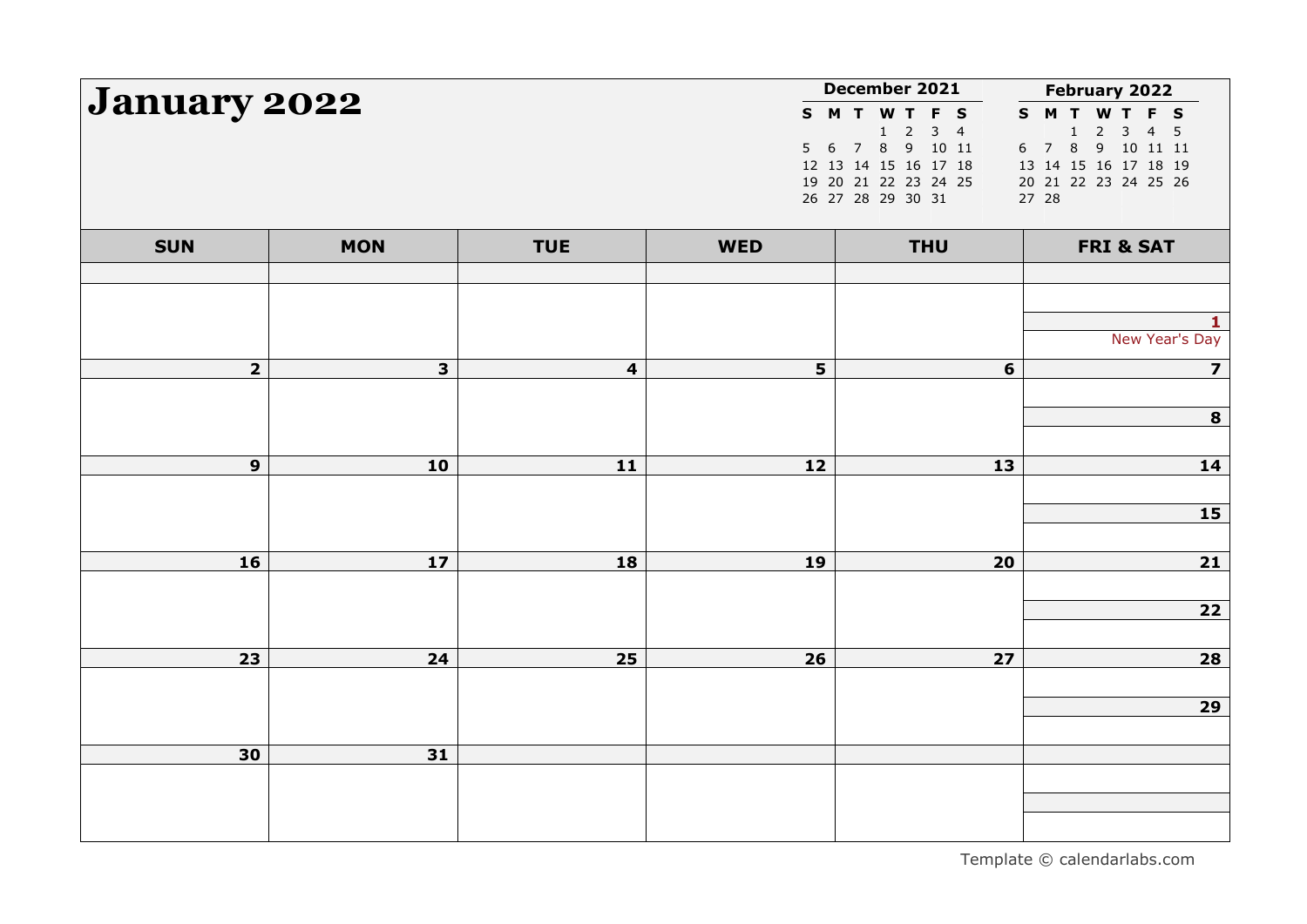# January 2022

**December 2021**

| S | M | T | W | T | F | S |
|---|---|---|---|---|---|---|
| | | | 1 | 2 | 3 | 4 |
| 5 | 6 | 7 | 8 | 9 | 10 | 11 |
| 12 | 13 | 14 | 15 | 16 | 17 | 18 |
| 19 | 20 | 21 | 22 | 23 | 24 | 25 |
| 26 | 27 | 28 | 29 | 30 | 31 | |

**February 2022**

| S | M | T | W | T | F | S |
|---|---|---|---|---|---|---|
| | | 1 | 2 | 3 | 4 | 5 |
| 6 | 7 | 8 | 9 | 10 | 11 | 11 |
| 13 | 14 | 15 | 16 | 17 | 18 | 19 |
| 20 | 21 | 22 | 23 | 24 | 25 | 26 |
| 27 | 28 | | | | | |

| SUN | MON | TUE | WED | THU | FRI & SAT |
|---|---|---|---|---|---|
| | | | | | 1 New Year's Day |
| 2 | 3 | 4 | 5 | 6 | 7 / 8 |
| 9 | 10 | 11 | 12 | 13 | 14 / 15 |
| 16 | 17 | 18 | 19 | 20 | 21 / 22 |
| 23 | 24 | 25 | 26 | 27 | 28 / 29 |
| 30 | 31 | | | | |

Template © calendarlabs.com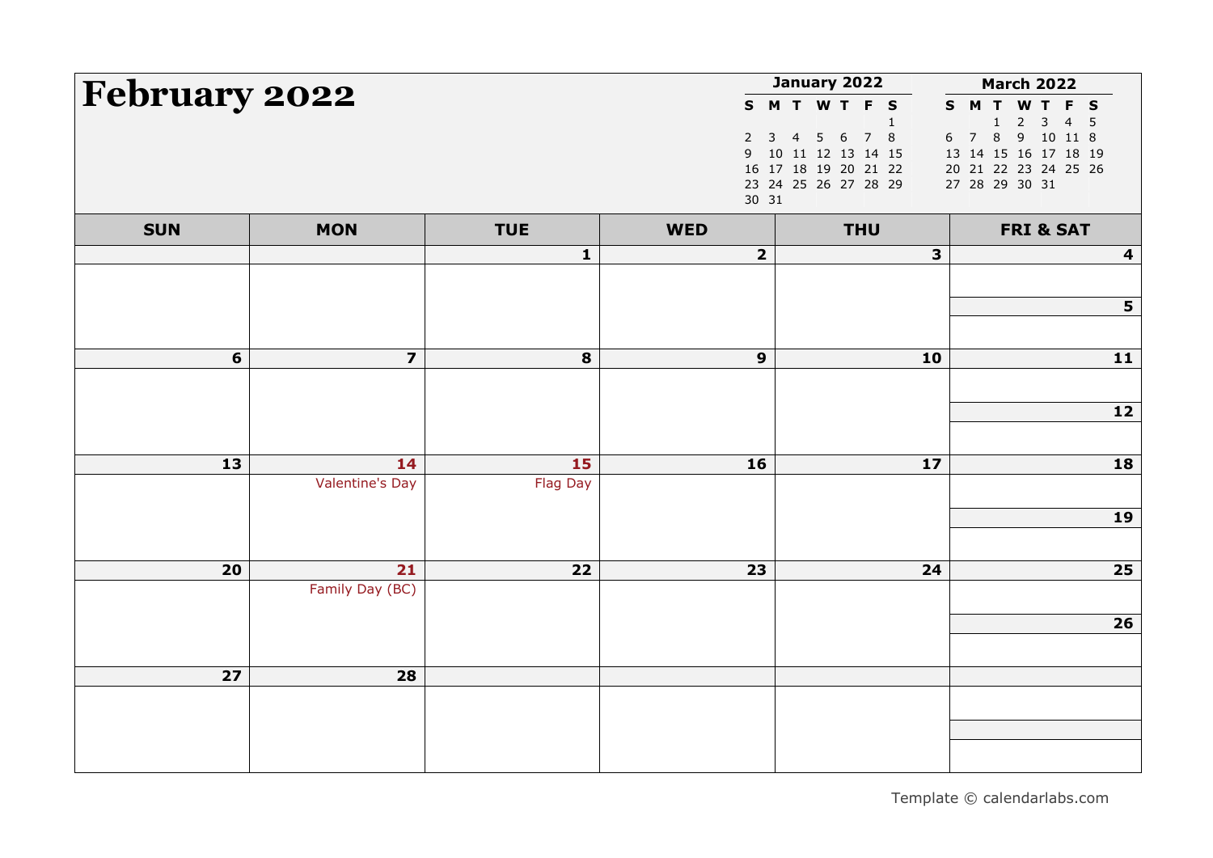# February 2022

**January 2022**

| S | M | T | W | T | F | S |
|---|---|---|---|---|---|---|
| | | | | | | 1 |
| 2 | 3 | 4 | 5 | 6 | 7 | 8 |
| 9 | 10 | 11 | 12 | 13 | 14 | 15 |
| 16 | 17 | 18 | 19 | 20 | 21 | 22 |
| 23 | 24 | 25 | 26 | 27 | 28 | 29 |
| 30 | 31 | | | | | |

**March 2022**

| S | M | T | W | T | F | S |
|---|---|---|---|---|---|---|
| | | 1 | 2 | 3 | 4 | 5 |
| 6 | 7 | 8 | 9 | 10 | 11 | 8 |
| 13 | 14 | 15 | 16 | 17 | 18 | 19 |
| 20 | 21 | 22 | 23 | 24 | 25 | 26 |
| 27 | 28 | 29 | 30 | 31 | | |

| SUN | MON | TUE | WED | THU | FRI & SAT |
|---|---|---|---|---|---|
| | | 1 | 2 | 3 | 4 / 5 |
| 6 | 7 | 8 | 9 | 10 | 11 / 12 |
| 13 | 14 Valentine's Day | 15 Flag Day | 16 | 17 | 18 / 19 |
| 20 | 21 Family Day (BC) | 22 | 23 | 24 | 25 / 26 |
| 27 | 28 | | | | |

Template © calendarlabs.com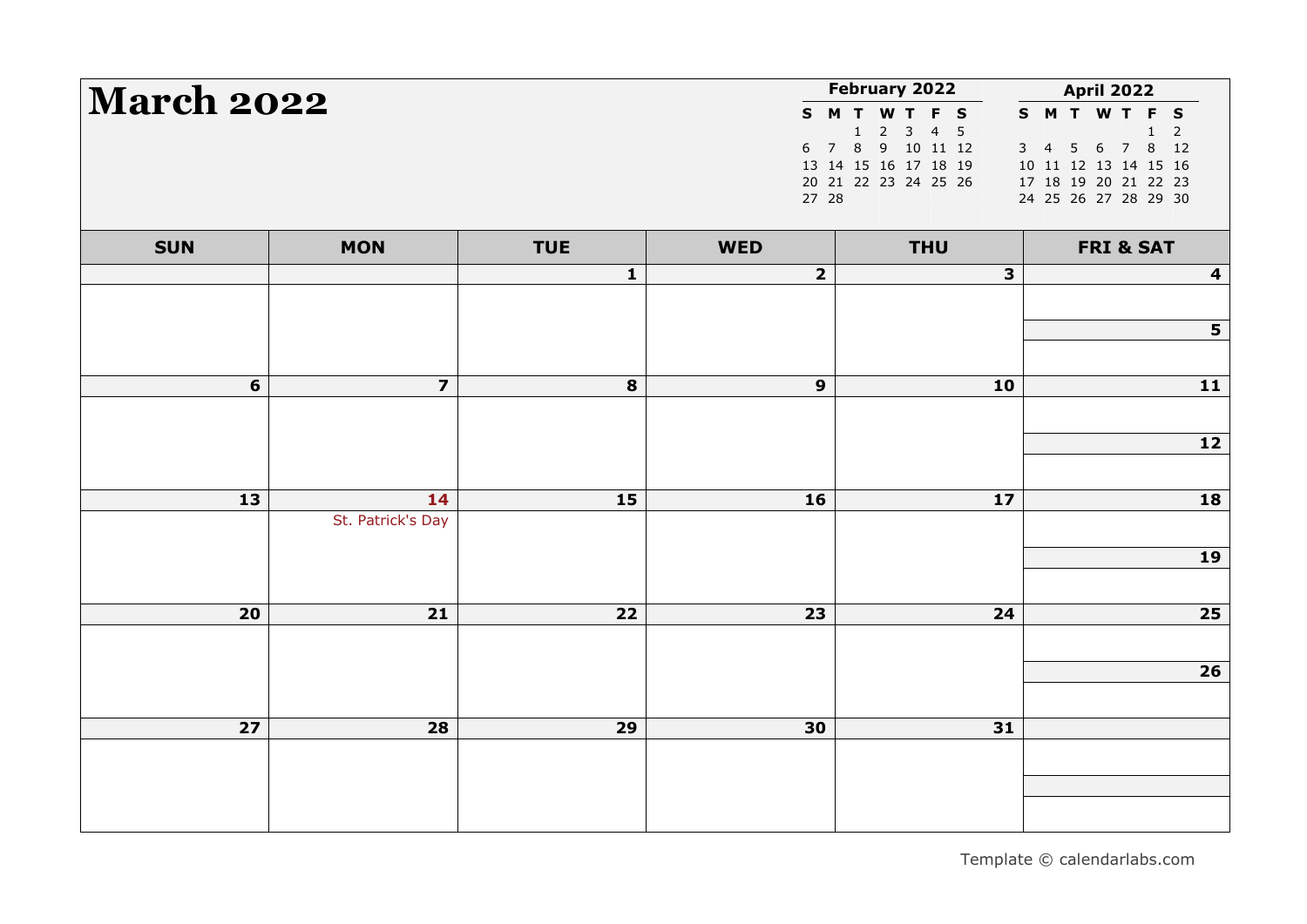# March 2022

**February 2022**

| S | M | T | W | T | F | S |
|---|---|---|---|---|---|---|
| | | 1 | 2 | 3 | 4 | 5 |
| 6 | 7 | 8 | 9 | 10 | 11 | 12 |
| 13 | 14 | 15 | 16 | 17 | 18 | 19 |
| 20 | 21 | 22 | 23 | 24 | 25 | 26 |
| 27 | 28 | | | | | |

**April 2022**

| S | M | T | W | T | F | S |
|---|---|---|---|---|---|---|
| | | | | | 1 | 2 |
| 3 | 4 | 5 | 6 | 7 | 8 | 12 |
| 10 | 11 | 12 | 13 | 14 | 15 | 16 |
| 17 | 18 | 19 | 20 | 21 | 22 | 23 |
| 24 | 25 | 26 | 27 | 28 | 29 | 30 |

| SUN | MON | TUE | WED | THU | FRI & SAT |
|---|---|---|---|---|---|
| | | 1 | 2 | 3 | 4 / 5 |
| 6 | 7 | 8 | 9 | 10 | 11 / 12 |
| 13 | 14 St. Patrick's Day | 15 | 16 | 17 | 18 / 19 |
| 20 | 21 | 22 | 23 | 24 | 25 / 26 |
| 27 | 28 | 29 | 30 | 31 | |

Template © calendarlabs.com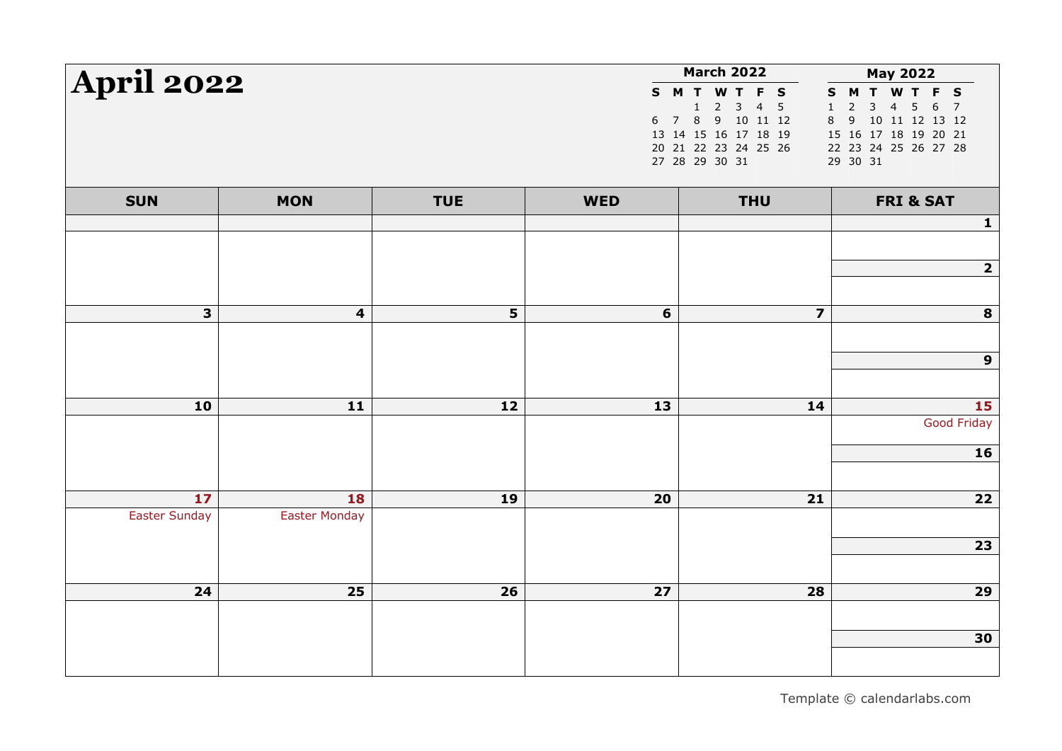# April 2022

**March 2022**

| S | M | T | W | T | F | S |
|---|---|---|---|---|---|---|
| | | 1 | 2 | 3 | 4 | 5 |
| 6 | 7 | 8 | 9 | 10 | 11 | 12 |
| 13 | 14 | 15 | 16 | 17 | 18 | 19 |
| 20 | 21 | 22 | 23 | 24 | 25 | 26 |
| 27 | 28 | 29 | 30 | 31 | | |

**May 2022**

| S | M | T | W | T | F | S |
|---|---|---|---|---|---|---|
| 1 | 2 | 3 | 4 | 5 | 6 | 7 |
| 8 | 9 | 10 | 11 | 12 | 13 | 12 |
| 15 | 16 | 17 | 18 | 19 | 20 | 21 |
| 22 | 23 | 24 | 25 | 26 | 27 | 28 |
| 29 | 30 | 31 | | | | |

| SUN | MON | TUE | WED | THU | FRI & SAT |
|---|---|---|---|---|---|
| | | | | | 1<br>2 |
| 3 | 4 | 5 | 6 | 7 | 8<br>9 |
| 10 | 11 | 12 | 13 | 14 | 15 Good Friday<br>16 |
| 17 Easter Sunday | 18 Easter Monday | 19 | 20 | 21 | 22<br>23 |
| 24 | 25 | 26 | 27 | 28 | 29<br>30 |

Template © calendarlabs.com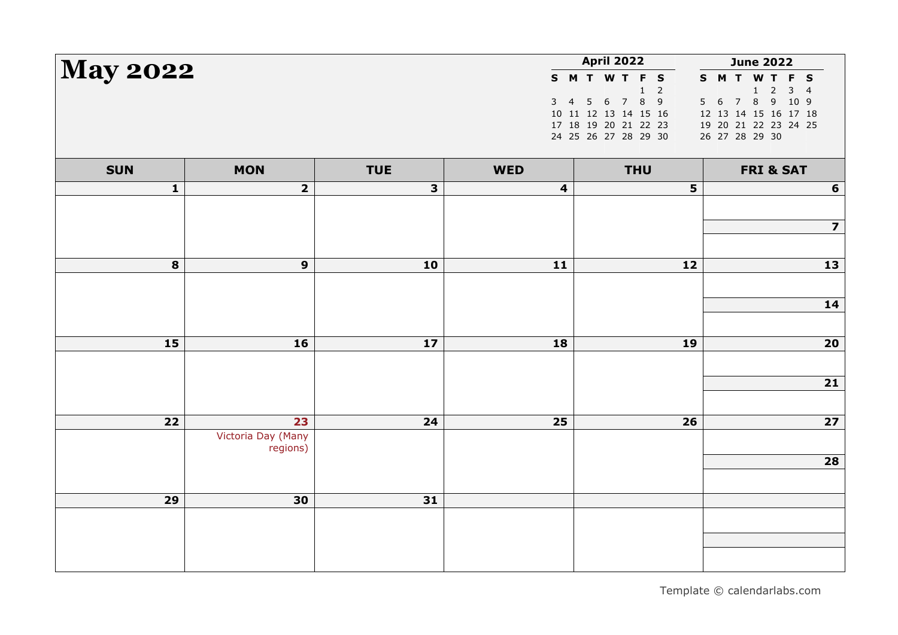# May 2022

**April 2022**

| S | M | T | W | T | F | S |
|---|---|---|---|---|---|---|
| | | | | | 1 | 2 |
| 3 | 4 | 5 | 6 | 7 | 8 | 9 |
| 10 | 11 | 12 | 13 | 14 | 15 | 16 |
| 17 | 18 | 19 | 20 | 21 | 22 | 23 |
| 24 | 25 | 26 | 27 | 28 | 29 | 30 |

**June 2022**

| S | M | T | W | T | F | S |
|---|---|---|---|---|---|---|
| | | | 1 | 2 | 3 | 4 |
| 5 | 6 | 7 | 8 | 9 | 10 | 9 |
| 12 | 13 | 14 | 15 | 16 | 17 | 18 |
| 19 | 20 | 21 | 22 | 23 | 24 | 25 |
| 26 | 27 | 28 | 29 | 30 | | |

| SUN | MON | TUE | WED | THU | FRI & SAT |
|---|---|---|---|---|---|
| 1 | 2 | 3 | 4 | 5 | 6 / 7 |
| 8 | 9 | 10 | 11 | 12 | 13 / 14 |
| 15 | 16 | 17 | 18 | 19 | 20 / 21 |
| 22 | 23 Victoria Day (Many regions) | 24 | 25 | 26 | 27 / 28 |
| 29 | 30 | 31 | | | |

Template © calendarlabs.com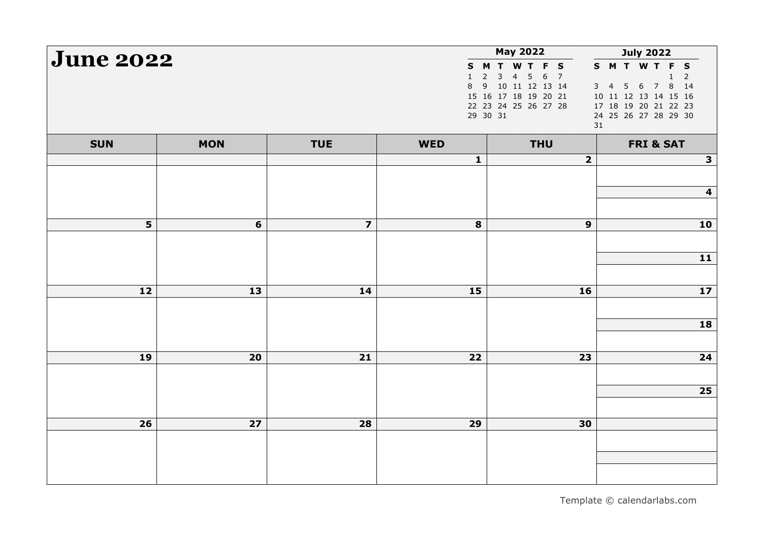# June 2022

**May 2022**

| S | M | T | W | T | F | S |
|---|---|---|---|---|---|---|
| 1 | 2 | 3 | 4 | 5 | 6 | 7 |
| 8 | 9 | 10 | 11 | 12 | 13 | 14 |
| 15 | 16 | 17 | 18 | 19 | 20 | 21 |
| 22 | 23 | 24 | 25 | 26 | 27 | 28 |
| 29 | 30 | 31 | | | | |

**July 2022**

| S | M | T | W | T | F | S |
|---|---|---|---|---|---|---|
| | | | | | 1 | 2 |
| 3 | 4 | 5 | 6 | 7 | 8 | 14 |
| 10 | 11 | 12 | 13 | 14 | 15 | 16 |
| 17 | 18 | 19 | 20 | 21 | 22 | 23 |
| 24 | 25 | 26 | 27 | 28 | 29 | 30 |
| 31 | | | | | | |

| SUN | MON | TUE | WED | THU | FRI & SAT |
|---|---|---|---|---|---|
| | | | 1 | 2 | 3 / 4 |
| 5 | 6 | 7 | 8 | 9 | 10 / 11 |
| 12 | 13 | 14 | 15 | 16 | 17 / 18 |
| 19 | 20 | 21 | 22 | 23 | 24 / 25 |
| 26 | 27 | 28 | 29 | 30 | |

Template © calendarlabs.com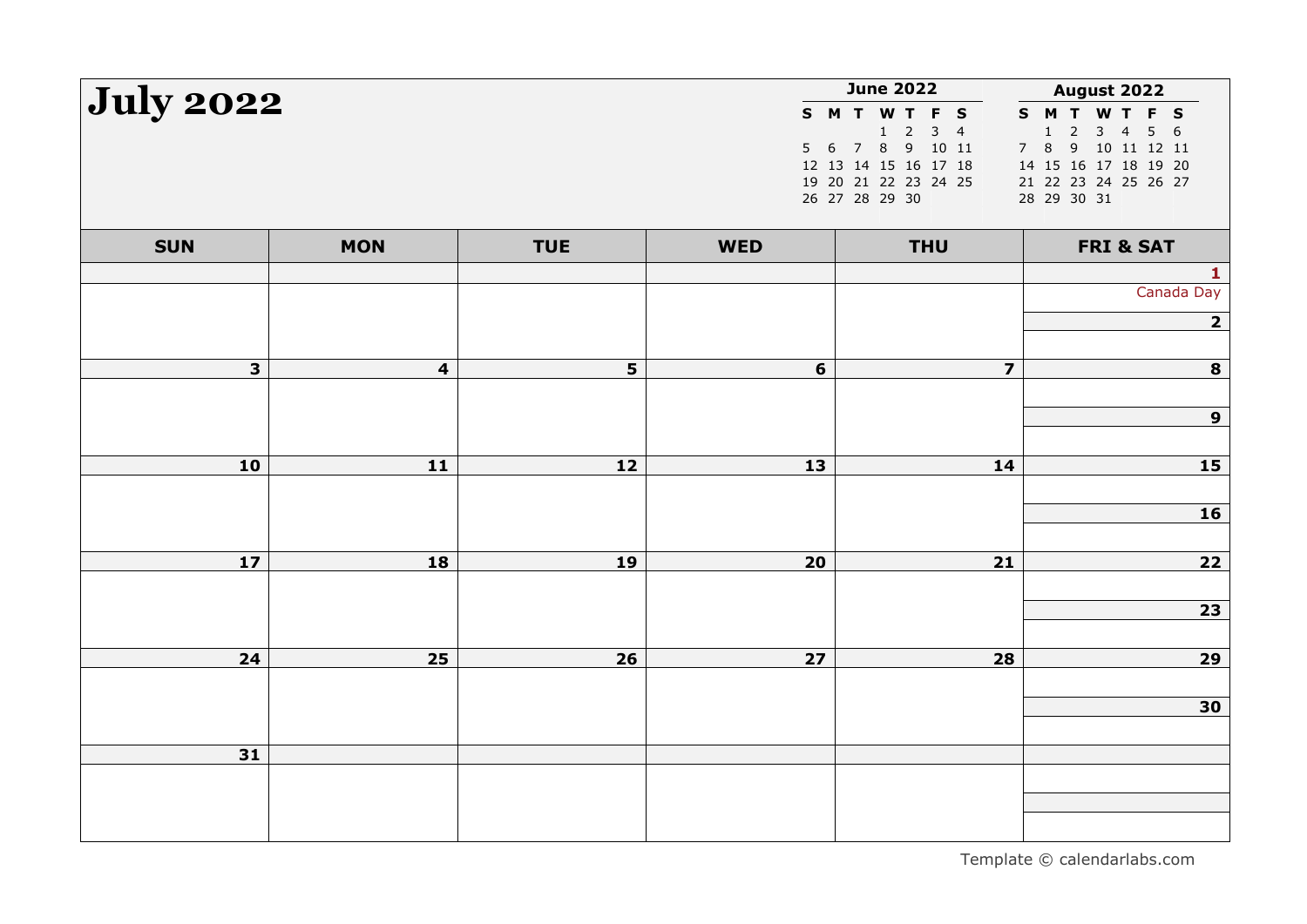# July 2022

**June 2022**

| S | M | T | W | T | F | S |
|---|---|---|---|---|---|---|
| | | | 1 | 2 | 3 | 4 |
| 5 | 6 | 7 | 8 | 9 | 10 | 11 |
| 12 | 13 | 14 | 15 | 16 | 17 | 18 |
| 19 | 20 | 21 | 22 | 23 | 24 | 25 |
| 26 | 27 | 28 | 29 | 30 | | |

**August 2022**

| S | M | T | W | T | F | S |
|---|---|---|---|---|---|---|
| | 1 | 2 | 3 | 4 | 5 | 6 |
| 7 | 8 | 9 | 10 | 11 | 12 | 11 |
| 14 | 15 | 16 | 17 | 18 | 19 | 20 |
| 21 | 22 | 23 | 24 | 25 | 26 | 27 |
| 28 | 29 | 30 | 31 | | | |

| SUN | MON | TUE | WED | THU | FRI & SAT |
|---|---|---|---|---|---|
| | | | | | 1 Canada Day / 2 |
| 3 | 4 | 5 | 6 | 7 | 8 / 9 |
| 10 | 11 | 12 | 13 | 14 | 15 / 16 |
| 17 | 18 | 19 | 20 | 21 | 22 / 23 |
| 24 | 25 | 26 | 27 | 28 | 29 / 30 |
| 31 | | | | | |

Template © calendarlabs.com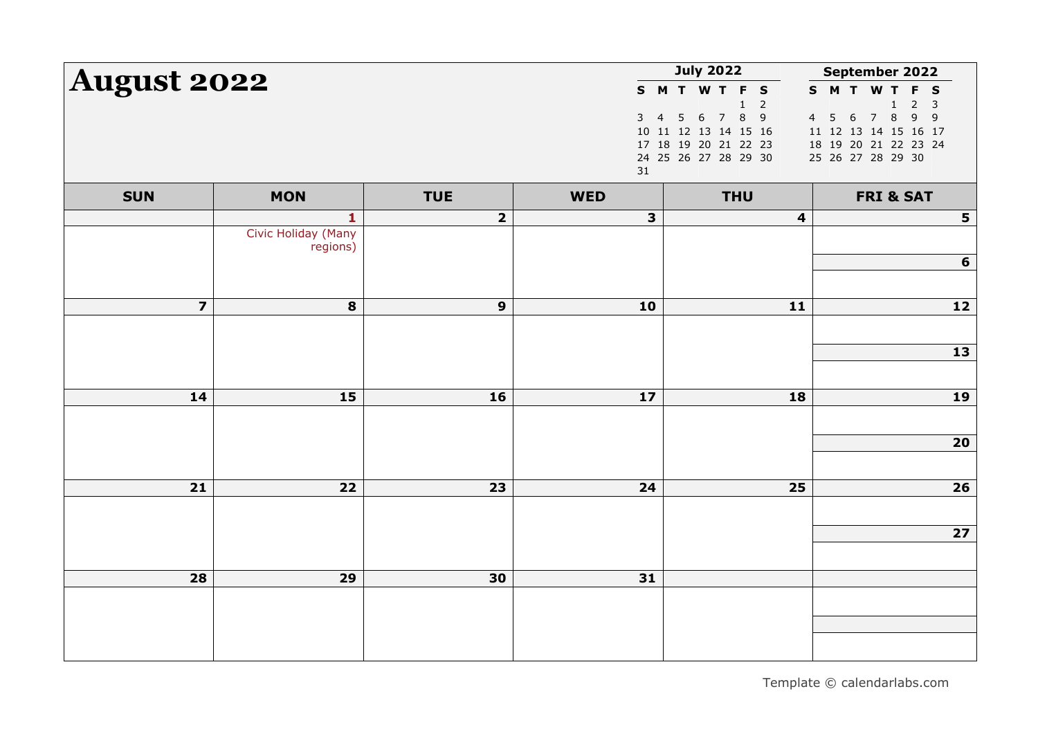# August 2022

**July 2022**

| S | M | T | W | T | F | S |
|---|---|---|---|---|---|---|
| | | | | | 1 | 2 |
| 3 | 4 | 5 | 6 | 7 | 8 | 9 |
| 10 | 11 | 12 | 13 | 14 | 15 | 16 |
| 17 | 18 | 19 | 20 | 21 | 22 | 23 |
| 24 | 25 | 26 | 27 | 28 | 29 | 30 |
| 31 | | | | | | |

**September 2022**

| S | M | T | W | T | F | S |
|---|---|---|---|---|---|---|
| | | | | 1 | 2 | 3 |
| 4 | 5 | 6 | 7 | 8 | 9 | 9 |
| 11 | 12 | 13 | 14 | 15 | 16 | 17 |
| 18 | 19 | 20 | 21 | 22 | 23 | 24 |
| 25 | 26 | 27 | 28 | 29 | 30 | |

| SUN | MON | TUE | WED | THU | FRI & SAT |
|---|---|---|---|---|---|
| | 1 Civic Holiday (Many regions) | 2 | 3 | 4 | 5 / 6 |
| 7 | 8 | 9 | 10 | 11 | 12 / 13 |
| 14 | 15 | 16 | 17 | 18 | 19 / 20 |
| 21 | 22 | 23 | 24 | 25 | 26 / 27 |
| 28 | 29 | 30 | 31 | | |

Template © calendarlabs.com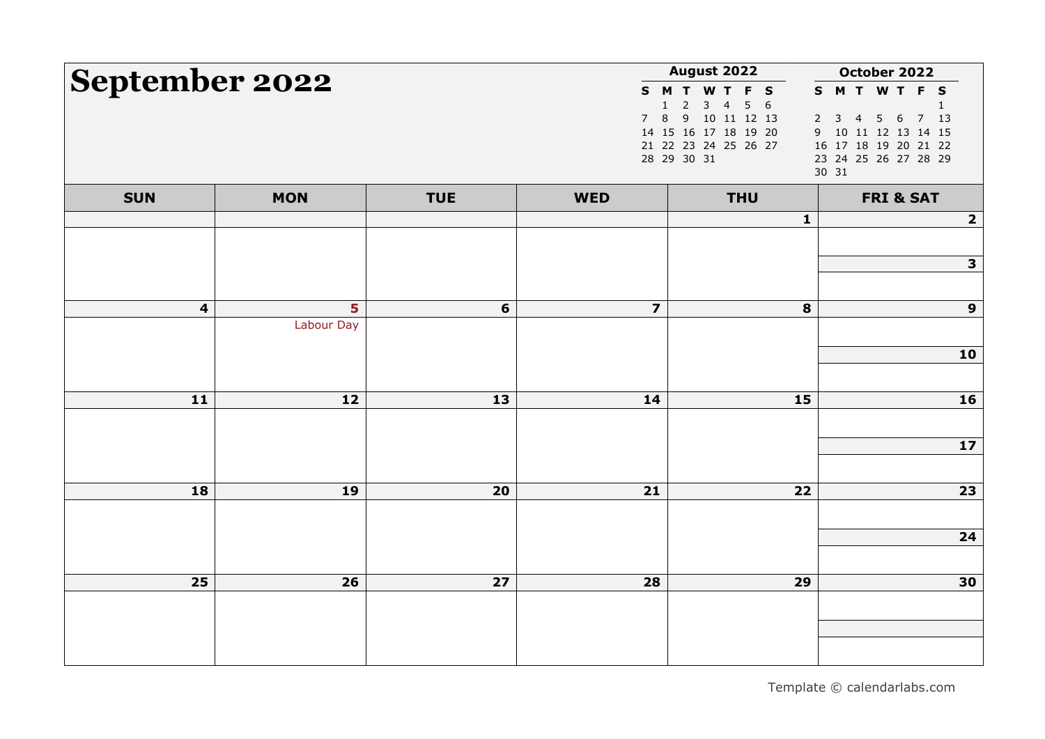# September 2022

**August 2022**

| S | M | T | W | T | F | S |
|---|---|---|---|---|---|---|
| | 1 | 2 | 3 | 4 | 5 | 6 |
| 7 | 8 | 9 | 10 | 11 | 12 | 13 |
| 14 | 15 | 16 | 17 | 18 | 19 | 20 |
| 21 | 22 | 23 | 24 | 25 | 26 | 27 |
| 28 | 29 | 30 | 31 | | | |

**October 2022**

| S | M | T | W | T | F | S |
|---|---|---|---|---|---|---|
| | | | | | | 1 |
| 2 | 3 | 4 | 5 | 6 | 7 | 13 |
| 9 | 10 | 11 | 12 | 13 | 14 | 15 |
| 16 | 17 | 18 | 19 | 20 | 21 | 22 |
| 23 | 24 | 25 | 26 | 27 | 28 | 29 |
| 30 | 31 | | | | | |

| SUN | MON | TUE | WED | THU | FRI & SAT |
|---|---|---|---|---|---|
| | | | | 1 | 2 / 3 |
| 4 | 5 Labour Day | 6 | 7 | 8 | 9 / 10 |
| 11 | 12 | 13 | 14 | 15 | 16 / 17 |
| 18 | 19 | 20 | 21 | 22 | 23 / 24 |
| 25 | 26 | 27 | 28 | 29 | 30 |

Template © calendarlabs.com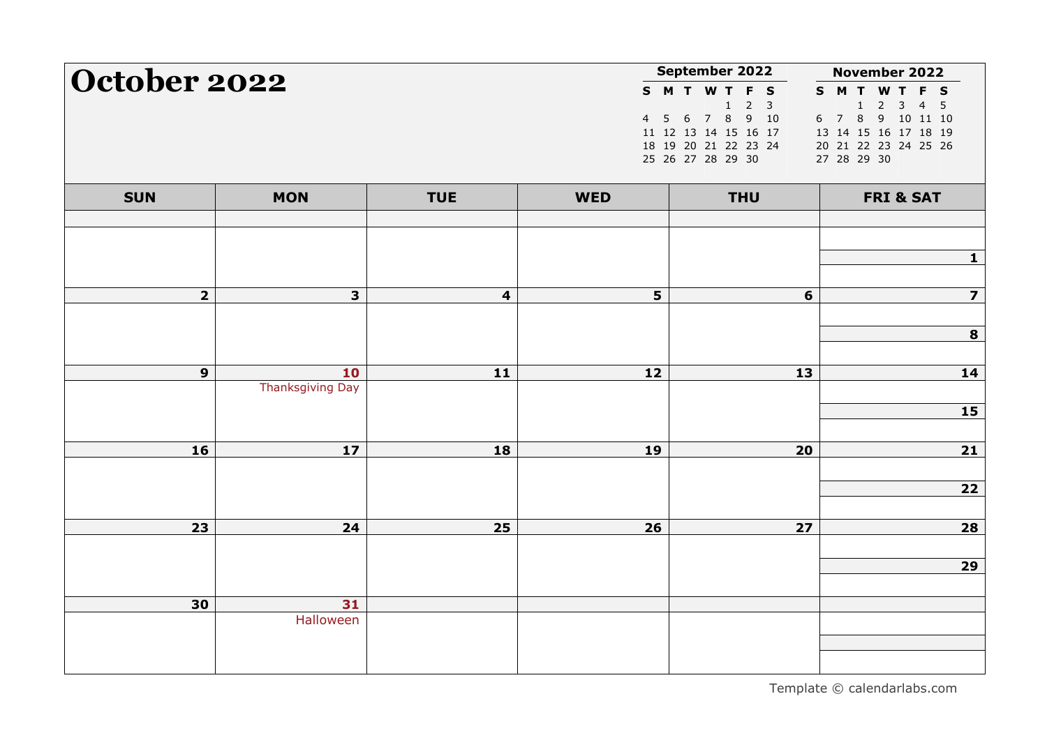# October 2022

**September 2022**

| S | M | T | W | T | F | S |
|---|---|---|---|---|---|---|
| | | | | 1 | 2 | 3 |
| 4 | 5 | 6 | 7 | 8 | 9 | 10 |
| 11 | 12 | 13 | 14 | 15 | 16 | 17 |
| 18 | 19 | 20 | 21 | 22 | 23 | 24 |
| 25 | 26 | 27 | 28 | 29 | 30 | |

**November 2022**

| S | M | T | W | T | F | S |
|---|---|---|---|---|---|---|
| | | 1 | 2 | 3 | 4 | 5 |
| 6 | 7 | 8 | 9 | 10 | 11 | 12 |
| 13 | 14 | 15 | 16 | 17 | 18 | 19 |
| 20 | 21 | 22 | 23 | 24 | 25 | 26 |
| 27 | 28 | 29 | 30 | | | |

| SUN | MON | TUE | WED | THU | FRI & SAT |
|---|---|---|---|---|---|
| | | | | | 1 |
| 2 | 3 | 4 | 5 | 6 | 7 / 8 |
| 9 | 10 Thanksgiving Day | 11 | 12 | 13 | 14 / 15 |
| 16 | 17 | 18 | 19 | 20 | 21 / 22 |
| 23 | 24 | 25 | 26 | 27 | 28 / 29 |
| 30 | 31 Halloween | | | | |

Template © calendarlabs.com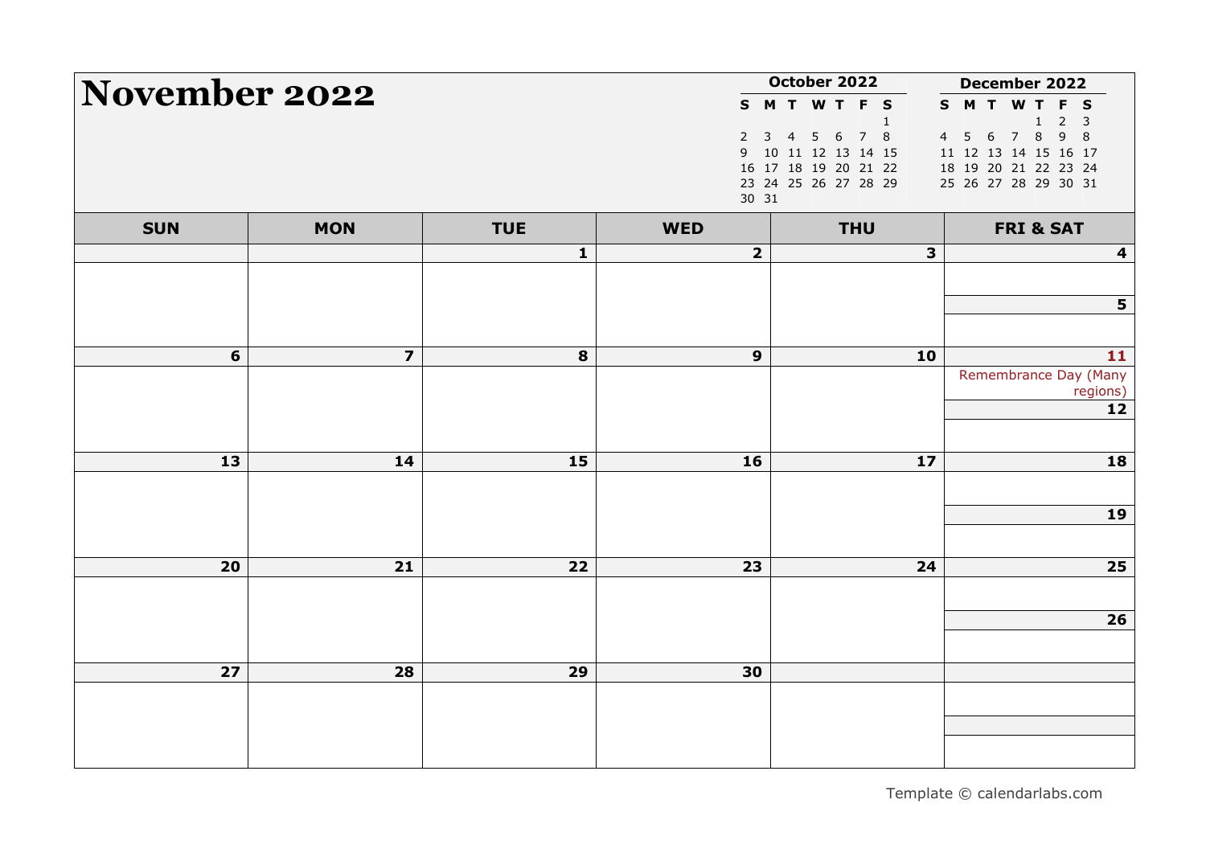# November 2022

**October 2022**

| S | M | T | W | T | F | S |
|---|---|---|---|---|---|---|
| | | | | | | 1 |
| 2 | 3 | 4 | 5 | 6 | 7 | 8 |
| 9 | 10 | 11 | 12 | 13 | 14 | 15 |
| 16 | 17 | 18 | 19 | 20 | 21 | 22 |
| 23 | 24 | 25 | 26 | 27 | 28 | 29 |
| 30 | 31 | | | | | |

**December 2022**

| S | M | T | W | T | F | S |
|---|---|---|---|---|---|---|
| | | | | 1 | 2 | 3 |
| 4 | 5 | 6 | 7 | 8 | 9 | 8 |
| 11 | 12 | 13 | 14 | 15 | 16 | 17 |
| 18 | 19 | 20 | 21 | 22 | 23 | 24 |
| 25 | 26 | 27 | 28 | 29 | 30 | 31 |

| SUN | MON | TUE | WED | THU | FRI & SAT |
|---|---|---|---|---|---|
| | | 1 | 2 | 3 | 4 / 5 |
| 6 | 7 | 8 | 9 | 10 | 11 Remembrance Day (Many regions) / 12 |
| 13 | 14 | 15 | 16 | 17 | 18 / 19 |
| 20 | 21 | 22 | 23 | 24 | 25 / 26 |
| 27 | 28 | 29 | 30 | | |

Template © calendarlabs.com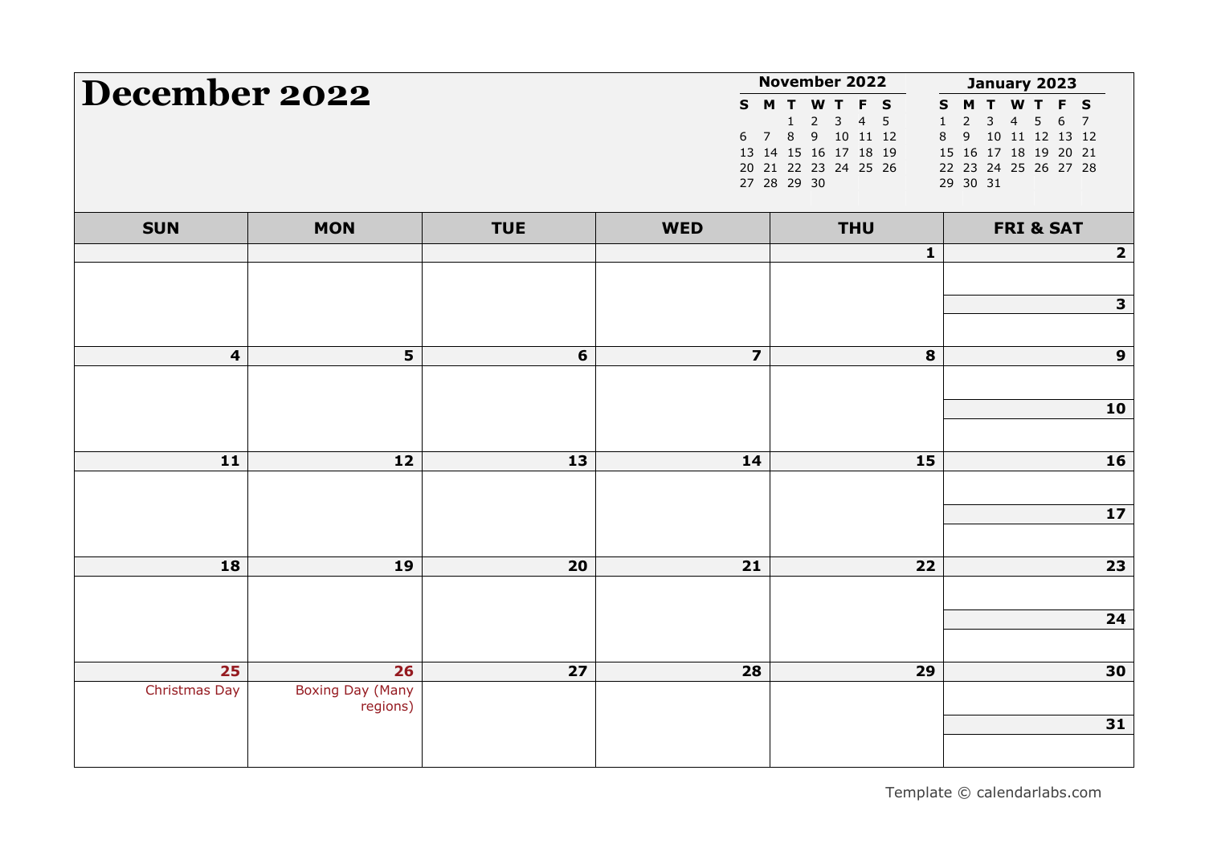# December 2022

**November 2022**

| S | M | T | W | T | F | S |
|---|---|---|---|---|---|---|
| | | 1 | 2 | 3 | 4 | 5 |
| 6 | 7 | 8 | 9 | 10 | 11 | 12 |
| 13 | 14 | 15 | 16 | 17 | 18 | 19 |
| 20 | 21 | 22 | 23 | 24 | 25 | 26 |
| 27 | 28 | 29 | 30 | | | |

**January 2023**

| S | M | T | W | T | F | S |
|---|---|---|---|---|---|---|
| 1 | 2 | 3 | 4 | 5 | 6 | 7 |
| 8 | 9 | 10 | 11 | 12 | 13 | 14 |
| 15 | 16 | 17 | 18 | 19 | 20 | 21 |
| 22 | 23 | 24 | 25 | 26 | 27 | 28 |
| 29 | 30 | 31 | | | | |

| SUN | MON | TUE | WED | THU | FRI & SAT |
|---|---|---|---|---|---|
| | | | | 1 | 2 / 3 |
| 4 | 5 | 6 | 7 | 8 | 9 / 10 |
| 11 | 12 | 13 | 14 | 15 | 16 / 17 |
| 18 | 19 | 20 | 21 | 22 | 23 / 24 |
| 25 Christmas Day | 26 Boxing Day (Many regions) | 27 | 28 | 29 | 30 / 31 |

Template © calendarlabs.com